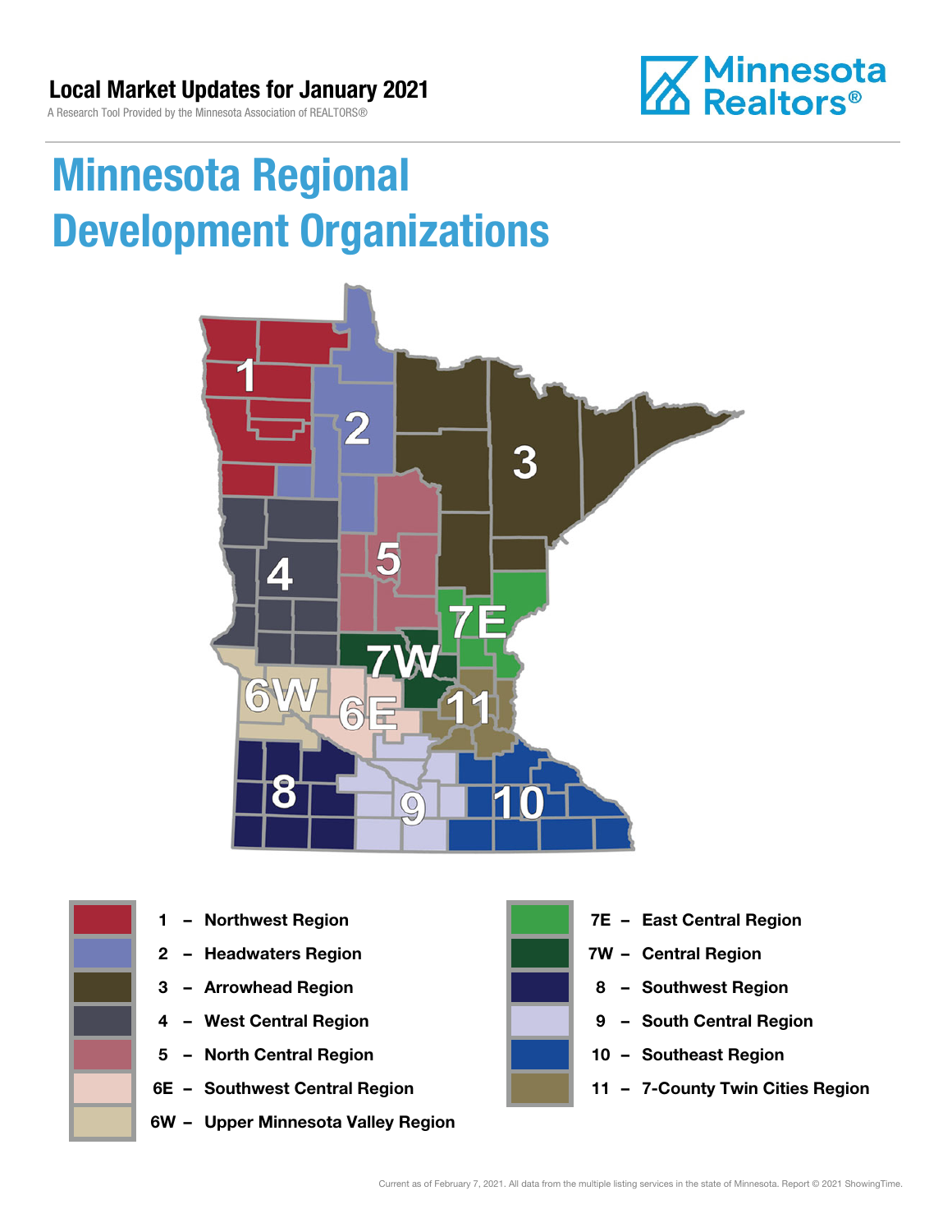**Local Market Updates for January 2021**

A Research Tool Provided by the Minnesota Association of REALTORS®

# Minnesota Regional Development Organizations

- 1 – Northwest Region
- 2 – Headwaters Region
- 3 – Arrowhead Region
- 4 – West Central Region
- 5 – North Central Region
- 6E – Southwest Central Region
- 6W – Upper Minnesota Valley Region
- 7E – East Central Region
- 7W – Central Region
- 8 – Southwest Region
- 9 – South Central Region
- 10 – Southeast Region
- 11 – 7-County Twin Cities Region

Current as of February 7, 2021. All data from the multiple listing services in the state of Minnesota. Report © 2021 ShowingTime.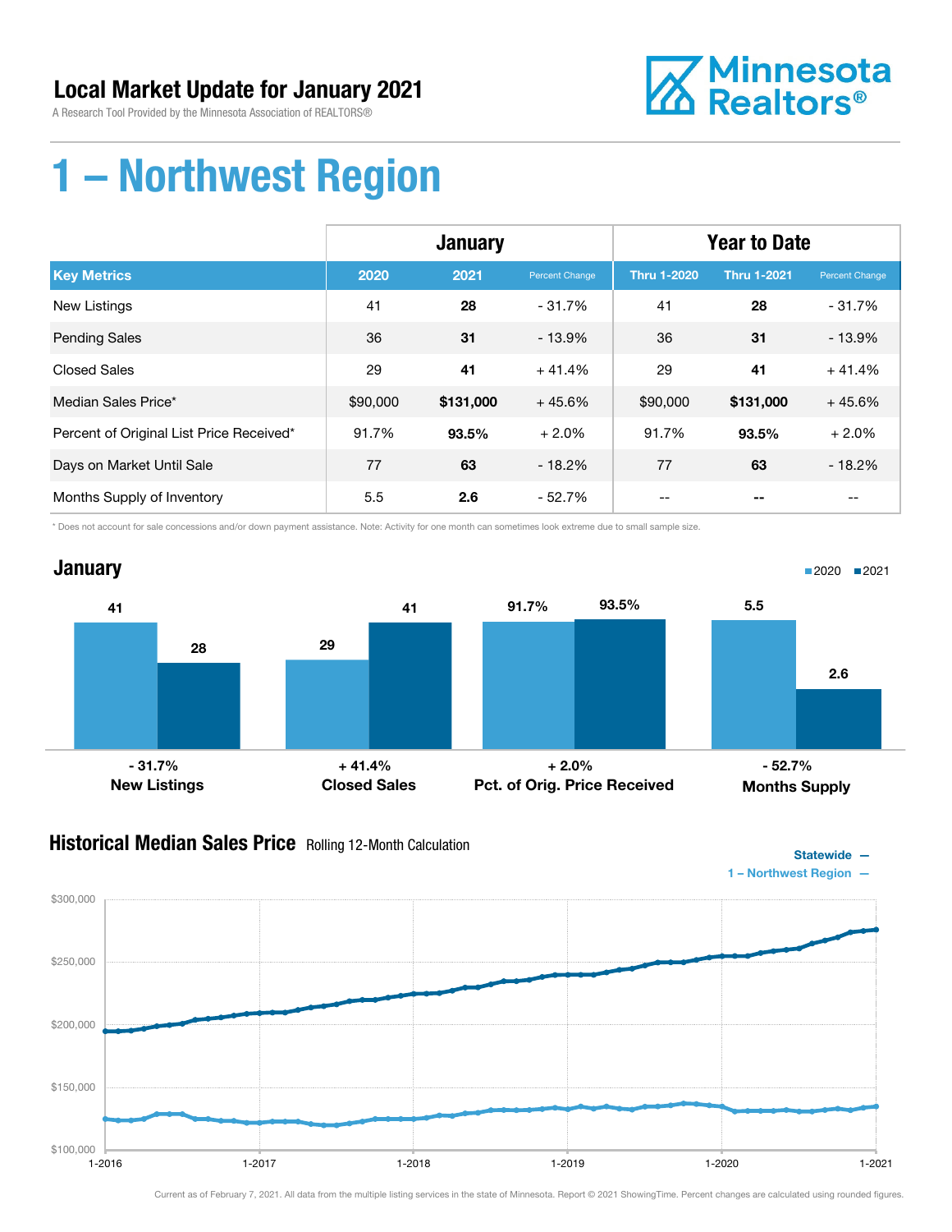# Local Market Update for January 2021

A Research Tool Provided by the Minnesota Association of REALTORS®

Minnesota Realtors®

# 1 – Northwest Region

| | January | | | Year to Date | | |
|---|---|---|---|---|---|---|
| **Key Metrics** | **2020** | **2021** | **Percent Change** | **Thru 1-2020** | **Thru 1-2021** | **Percent Change** |
| New Listings | 41 | **28** | - 31.7% | 41 | **28** | - 31.7% |
| Pending Sales | 36 | **31** | - 13.9% | 36 | **31** | - 13.9% |
| Closed Sales | 29 | **41** | + 41.4% | 29 | **41** | + 41.4% |
| Median Sales Price* | $90,000 | **$131,000** | + 45.6% | $90,000 | **$131,000** | + 45.6% |
| Percent of Original List Price Received* | 91.7% | **93.5%** | + 2.0% | 91.7% | **93.5%** | + 2.0% |
| Days on Market Until Sale | 77 | **63** | - 18.2% | 77 | **63** | - 18.2% |
| Months Supply of Inventory | 5.5 | **2.6** | - 52.7% | -- | **--** | -- |

\* Does not account for sale concessions and/or down payment assistance. Note: Activity for one month can sometimes look extreme due to small sample size.

## January

■2020 ■2021

| | 2020 | 2021 | Change |
|---|---|---|---|
| New Listings | 41 | 28 | - 31.7% |
| Closed Sales | 29 | 41 | + 41.4% |
| Pct. of Orig. Price Received | 91.7% | 93.5% | + 2.0% |
| Months Supply | 5.5 | 2.6 | - 52.7% |

## Historical Median Sales Price Rolling 12-Month Calculation

Statewide —
1 – Northwest Region —

Current as of February 7, 2021. All data from the multiple listing services in the state of Minnesota. Report © 2021 ShowingTime. Percent changes are calculated using rounded figures.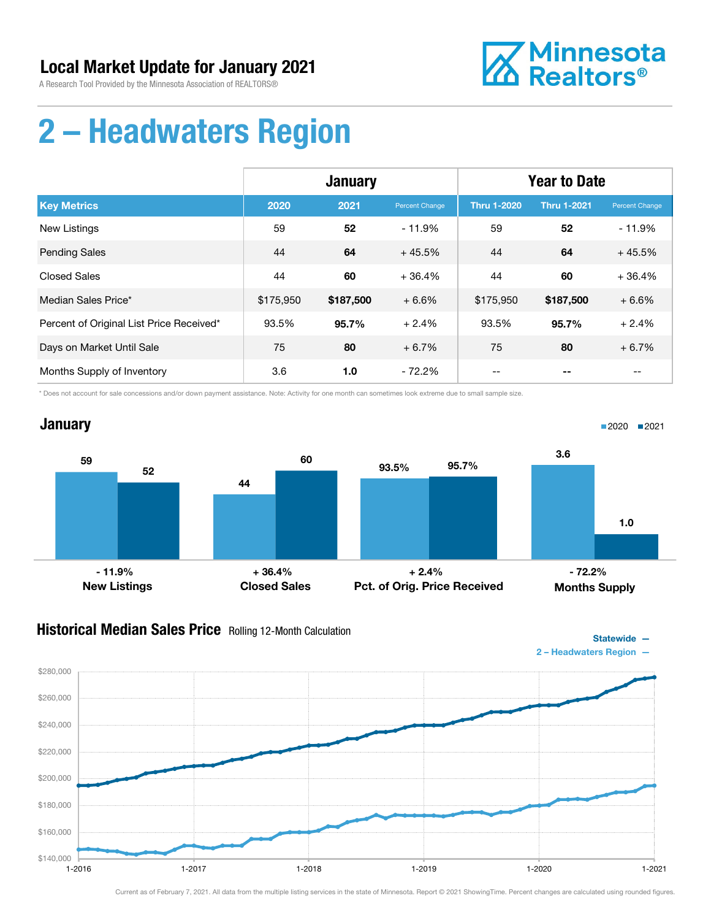# Local Market Update for January 2021

A Research Tool Provided by the Minnesota Association of REALTORS®

Minnesota Realtors®

# 2 – Headwaters Region

| | January | | | Year to Date | | |
|---|---|---|---|---|---|---|
| **Key Metrics** | **2020** | **2021** | **Percent Change** | **Thru 1-2020** | **Thru 1-2021** | **Percent Change** |
| New Listings | 59 | **52** | - 11.9% | 59 | **52** | - 11.9% |
| Pending Sales | 44 | **64** | + 45.5% | 44 | **64** | + 45.5% |
| Closed Sales | 44 | **60** | + 36.4% | 44 | **60** | + 36.4% |
| Median Sales Price* | $175,950 | **$187,500** | + 6.6% | $175,950 | **$187,500** | + 6.6% |
| Percent of Original List Price Received* | 93.5% | **95.7%** | + 2.4% | 93.5% | **95.7%** | + 2.4% |
| Days on Market Until Sale | 75 | **80** | + 6.7% | 75 | **80** | + 6.7% |
| Months Supply of Inventory | 3.6 | **1.0** | - 72.2% | -- | **--** | -- |

\* Does not account for sale concessions and/or down payment assistance. Note: Activity for one month can sometimes look extreme due to small sample size.

## January

| | 2020 | 2021 | Change |
|---|---|---|---|
| New Listings | 59 | 52 | - 11.9% |
| Closed Sales | 44 | 60 | + 36.4% |
| Pct. of Orig. Price Received | 93.5% | 95.7% | + 2.4% |
| Months Supply | 3.6 | 1.0 | - 72.2% |

## Historical Median Sales Price

Rolling 12-Month Calculation

Statewide —
2 – Headwaters Region —

Current as of February 7, 2021. All data from the multiple listing services in the state of Minnesota. Report © 2021 ShowingTime. Percent changes are calculated using rounded figures.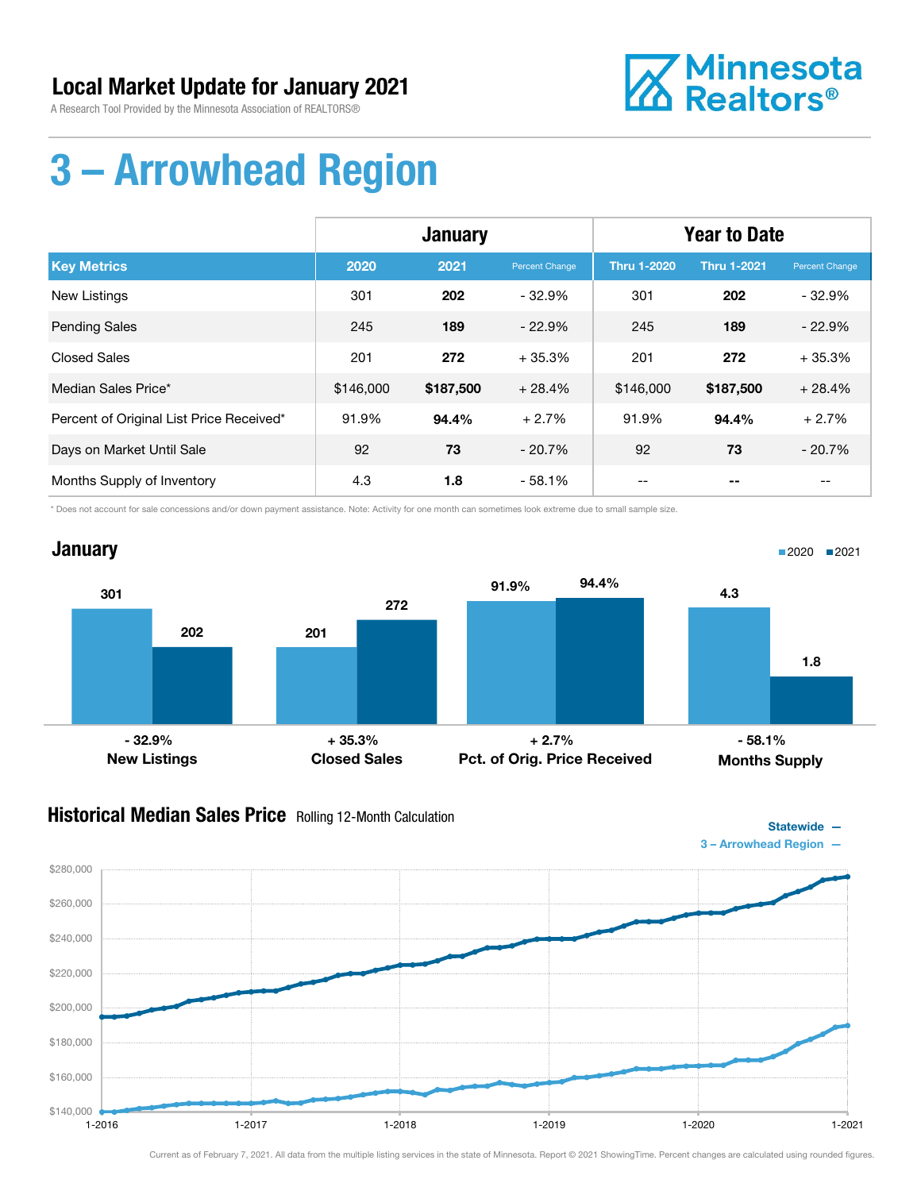# Local Market Update for January 2021

A Research Tool Provided by the Minnesota Association of REALTORS®

# 3 – Arrowhead Region

| | January | | | Year to Date | | |
|---|---|---|---|---|---|---|
| **Key Metrics** | **2020** | **2021** | **Percent Change** | **Thru 1-2020** | **Thru 1-2021** | **Percent Change** |
| New Listings | 301 | **202** | - 32.9% | 301 | **202** | - 32.9% |
| Pending Sales | 245 | **189** | - 22.9% | 245 | **189** | - 22.9% |
| Closed Sales | 201 | **272** | + 35.3% | 201 | **272** | + 35.3% |
| Median Sales Price* | $146,000 | **$187,500** | + 28.4% | $146,000 | **$187,500** | + 28.4% |
| Percent of Original List Price Received* | 91.9% | **94.4%** | + 2.7% | 91.9% | **94.4%** | + 2.7% |
| Days on Market Until Sale | 92 | **73** | - 20.7% | 92 | **73** | - 20.7% |
| Months Supply of Inventory | 4.3 | **1.8** | - 58.1% | -- | **--** | -- |

\* Does not account for sale concessions and/or down payment assistance. Note: Activity for one month can sometimes look extreme due to small sample size.

## January

2020 ■ 2021 ■

| | 2020 | 2021 | Change |
|---|---|---|---|
| New Listings | 301 | 202 | - 32.9% |
| Closed Sales | 201 | 272 | + 35.3% |
| Pct. of Orig. Price Received | 91.9% | 94.4% | + 2.7% |
| Months Supply | 4.3 | 1.8 | - 58.1% |

## Historical Median Sales Price

Rolling 12-Month Calculation

Statewide —
3 – Arrowhead Region —

Current as of February 7, 2021. All data from the multiple listing services in the state of Minnesota. Report © 2021 ShowingTime. Percent changes are calculated using rounded figures.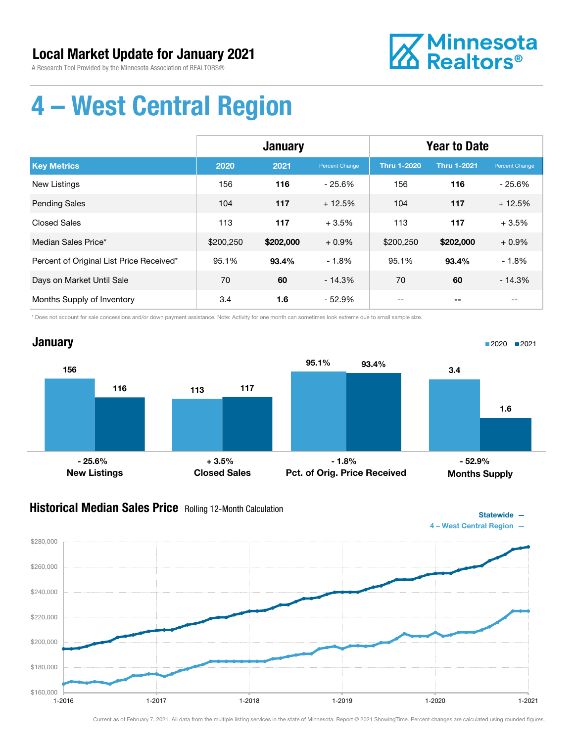## Local Market Update for January 2021

A Research Tool Provided by the Minnesota Association of REALTORS®

# 4 – West Central Region

| | January | | | Year to Date | | |
|---|---|---|---|---|---|---|
| **Key Metrics** | **2020** | **2021** | **Percent Change** | **Thru 1-2020** | **Thru 1-2021** | **Percent Change** |
| New Listings | 156 | **116** | - 25.6% | 156 | **116** | - 25.6% |
| Pending Sales | 104 | **117** | + 12.5% | 104 | **117** | + 12.5% |
| Closed Sales | 113 | **117** | + 3.5% | 113 | **117** | + 3.5% |
| Median Sales Price* | $200,250 | **$202,000** | + 0.9% | $200,250 | **$202,000** | + 0.9% |
| Percent of Original List Price Received* | 95.1% | **93.4%** | - 1.8% | 95.1% | **93.4%** | - 1.8% |
| Days on Market Until Sale | 70 | **60** | - 14.3% | 70 | **60** | - 14.3% |
| Months Supply of Inventory | 3.4 | **1.6** | - 52.9% | -- | **--** | -- |

\* Does not account for sale concessions and/or down payment assistance. Note: Activity for one month can sometimes look extreme due to small sample size.

## January

| | 2020 | 2021 | Change |
|---|---|---|---|
| New Listings | 156 | 116 | - 25.6% |
| Closed Sales | 113 | 117 | + 3.5% |
| Pct. of Orig. Price Received | 95.1% | 93.4% | - 1.8% |
| Months Supply | 3.4 | 1.6 | - 52.9% |

## Historical Median Sales Price Rolling 12-Month Calculation

Statewide —
4 – West Central Region —

Current as of February 7, 2021. All data from the multiple listing services in the state of Minnesota. Report © 2021 ShowingTime. Percent changes are calculated using rounded figures.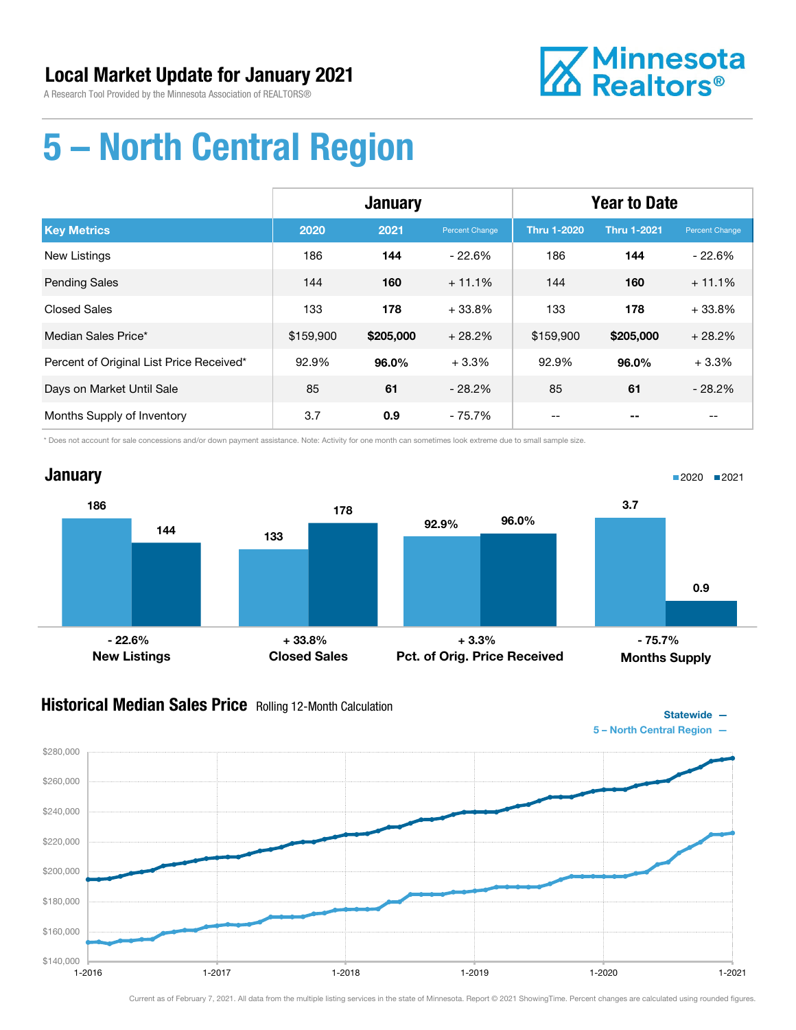# Local Market Update for January 2021

A Research Tool Provided by the Minnesota Association of REALTORS®

Minnesota Realtors®

# 5 – North Central Region

| | January | | | Year to Date | | |
|---|---|---|---|---|---|---|
| **Key Metrics** | **2020** | **2021** | **Percent Change** | **Thru 1-2020** | **Thru 1-2021** | **Percent Change** |
| New Listings | 186 | **144** | - 22.6% | 186 | **144** | - 22.6% |
| Pending Sales | 144 | **160** | + 11.1% | 144 | **160** | + 11.1% |
| Closed Sales | 133 | **178** | + 33.8% | 133 | **178** | + 33.8% |
| Median Sales Price* | $159,900 | **$205,000** | + 28.2% | $159,900 | **$205,000** | + 28.2% |
| Percent of Original List Price Received* | 92.9% | **96.0%** | + 3.3% | 92.9% | **96.0%** | + 3.3% |
| Days on Market Until Sale | 85 | **61** | - 28.2% | 85 | **61** | - 28.2% |
| Months Supply of Inventory | 3.7 | **0.9** | - 75.7% | -- | **--** | -- |

* Does not account for sale concessions and/or down payment assistance. Note: Activity for one month can sometimes look extreme due to small sample size.

## January

| | 2020 | 2021 | Change |
|---|---|---|---|
| New Listings | 186 | 144 | - 22.6% |
| Closed Sales | 133 | 178 | + 33.8% |
| Pct. of Orig. Price Received | 92.9% | 96.0% | + 3.3% |
| Months Supply | 3.7 | 0.9 | - 75.7% |

## Historical Median Sales Price

Rolling 12-Month Calculation

Statewide —
5 – North Central Region —

Current as of February 7, 2021. All data from the multiple listing services in the state of Minnesota. Report © 2021 ShowingTime. Percent changes are calculated using rounded figures.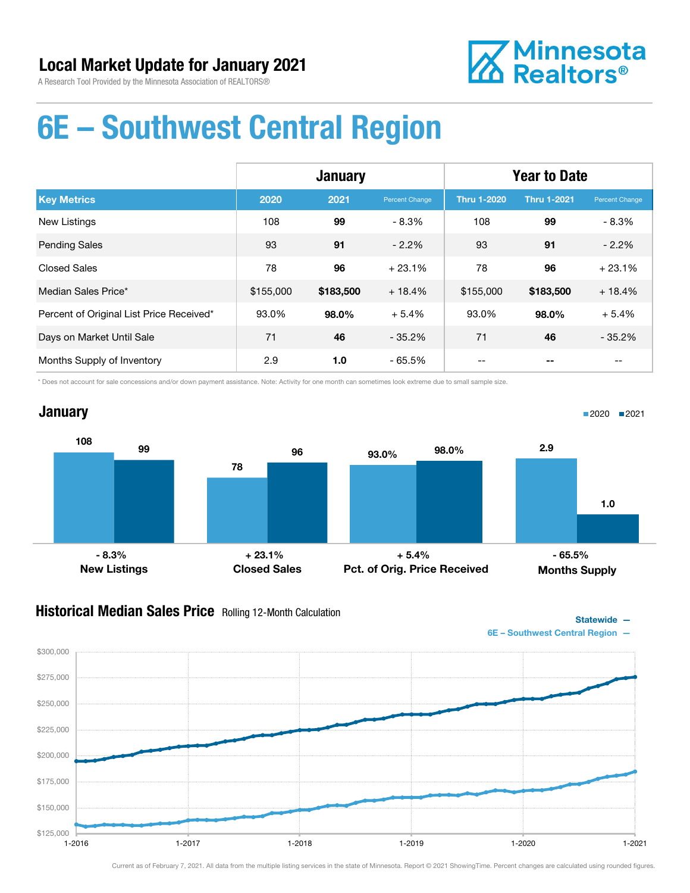## Local Market Update for January 2021

A Research Tool Provided by the Minnesota Association of REALTORS®

Minnesota Realtors®

# 6E – Southwest Central Region

| | January | | | Year to Date | | |
|---|---|---|---|---|---|---|
| **Key Metrics** | **2020** | **2021** | **Percent Change** | **Thru 1-2020** | **Thru 1-2021** | **Percent Change** |
| New Listings | 108 | **99** | - 8.3% | 108 | **99** | - 8.3% |
| Pending Sales | 93 | **91** | - 2.2% | 93 | **91** | - 2.2% |
| Closed Sales | 78 | **96** | + 23.1% | 78 | **96** | + 23.1% |
| Median Sales Price* | $155,000 | **$183,500** | + 18.4% | $155,000 | **$183,500** | + 18.4% |
| Percent of Original List Price Received* | 93.0% | **98.0%** | + 5.4% | 93.0% | **98.0%** | + 5.4% |
| Days on Market Until Sale | 71 | **46** | - 35.2% | 71 | **46** | - 35.2% |
| Months Supply of Inventory | 2.9 | **1.0** | - 65.5% | -- | **--** | -- |

\* Does not account for sale concessions and/or down payment assistance. Note: Activity for one month can sometimes look extreme due to small sample size.

## January

| | 2020 | 2021 | Change |
|---|---|---|---|
| New Listings | 108 | 99 | - 8.3% |
| Closed Sales | 78 | 96 | + 23.1% |
| Pct. of Orig. Price Received | 93.0% | 98.0% | + 5.4% |
| Months Supply | 2.9 | 1.0 | - 65.5% |

## Historical Median Sales Price Rolling 12-Month Calculation

Statewide —
6E – Southwest Central Region —

$300,000 / $275,000 / $250,000 / $225,000 / $200,000 / $175,000 / $150,000 / $125,000

1-2016 / 1-2017 / 1-2018 / 1-2019 / 1-2020 / 1-2021

Current as of February 7, 2021. All data from the multiple listing services in the state of Minnesota. Report © 2021 ShowingTime. Percent changes are calculated using rounded figures.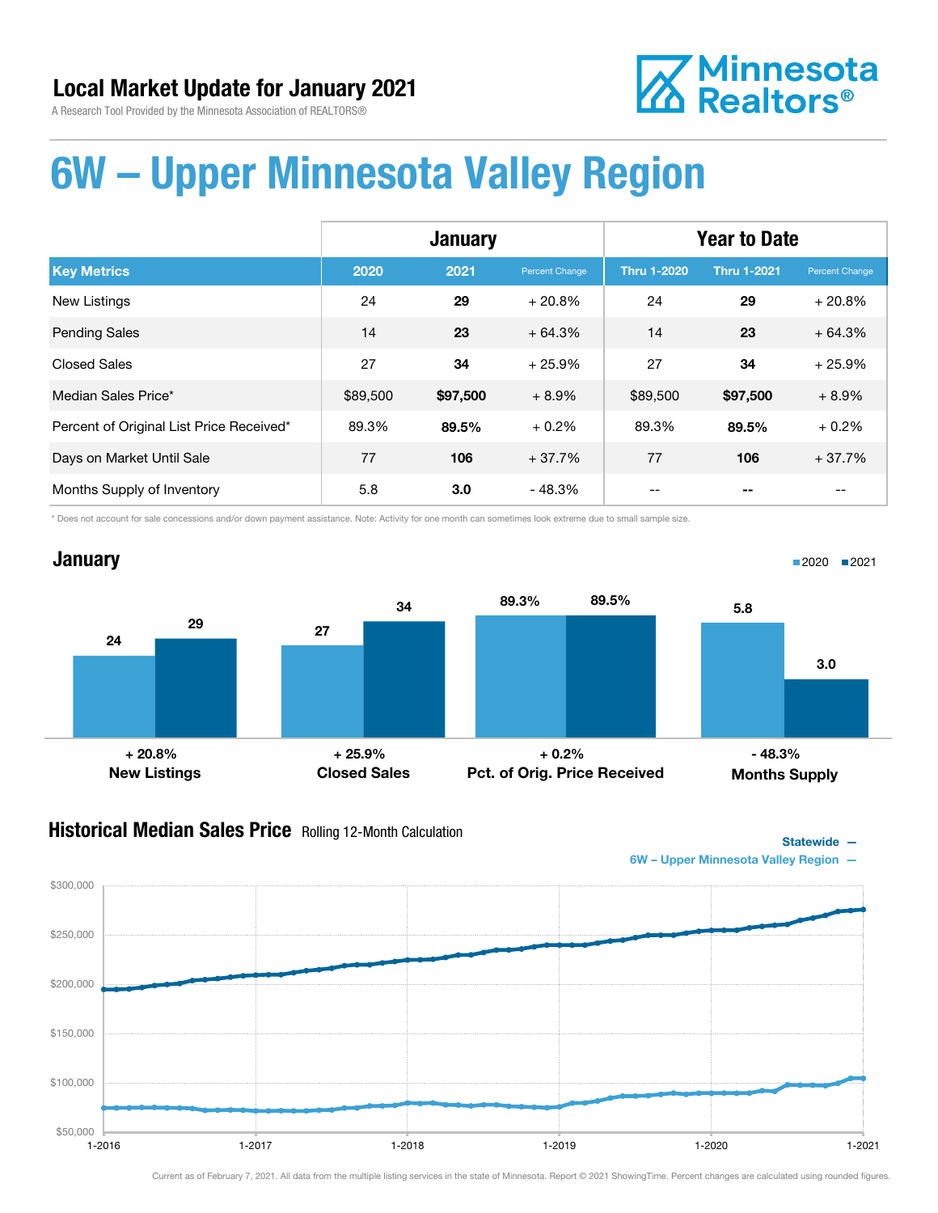## Local Market Update for January 2021

A Research Tool Provided by the Minnesota Association of REALTORS®

Minnesota Realtors®

# 6W – Upper Minnesota Valley Region

| | January | | | Year to Date | | |
|---|---|---|---|---|---|---|
| **Key Metrics** | **2020** | **2021** | Percent Change | **Thru 1-2020** | **Thru 1-2021** | Percent Change |
| New Listings | 24 | **29** | + 20.8% | 24 | **29** | + 20.8% |
| Pending Sales | 14 | **23** | + 64.3% | 14 | **23** | + 64.3% |
| Closed Sales | 27 | **34** | + 25.9% | 27 | **34** | + 25.9% |
| Median Sales Price* | $89,500 | **$97,500** | + 8.9% | $89,500 | **$97,500** | + 8.9% |
| Percent of Original List Price Received* | 89.3% | **89.5%** | + 0.2% | 89.3% | **89.5%** | + 0.2% |
| Days on Market Until Sale | 77 | **106** | + 37.7% | 77 | **106** | + 37.7% |
| Months Supply of Inventory | 5.8 | **3.0** | - 48.3% | -- | **--** | -- |

\* Does not account for sale concessions and/or down payment assistance. Note: Activity for one month can sometimes look extreme due to small sample size.

## January

| | 2020 | 2021 | Change |
|---|---|---|---|
| New Listings | 24 | 29 | + 20.8% |
| Closed Sales | 27 | 34 | + 25.9% |
| Pct. of Orig. Price Received | 89.3% | 89.5% | + 0.2% |
| Months Supply | 5.8 | 3.0 | - 48.3% |

## Historical Median Sales Price Rolling 12-Month Calculation

Statewide —
6W – Upper Minnesota Valley Region —

Current as of February 7, 2021. All data from the multiple listing services in the state of Minnesota. Report © 2021 ShowingTime. Percent changes are calculated using rounded figures.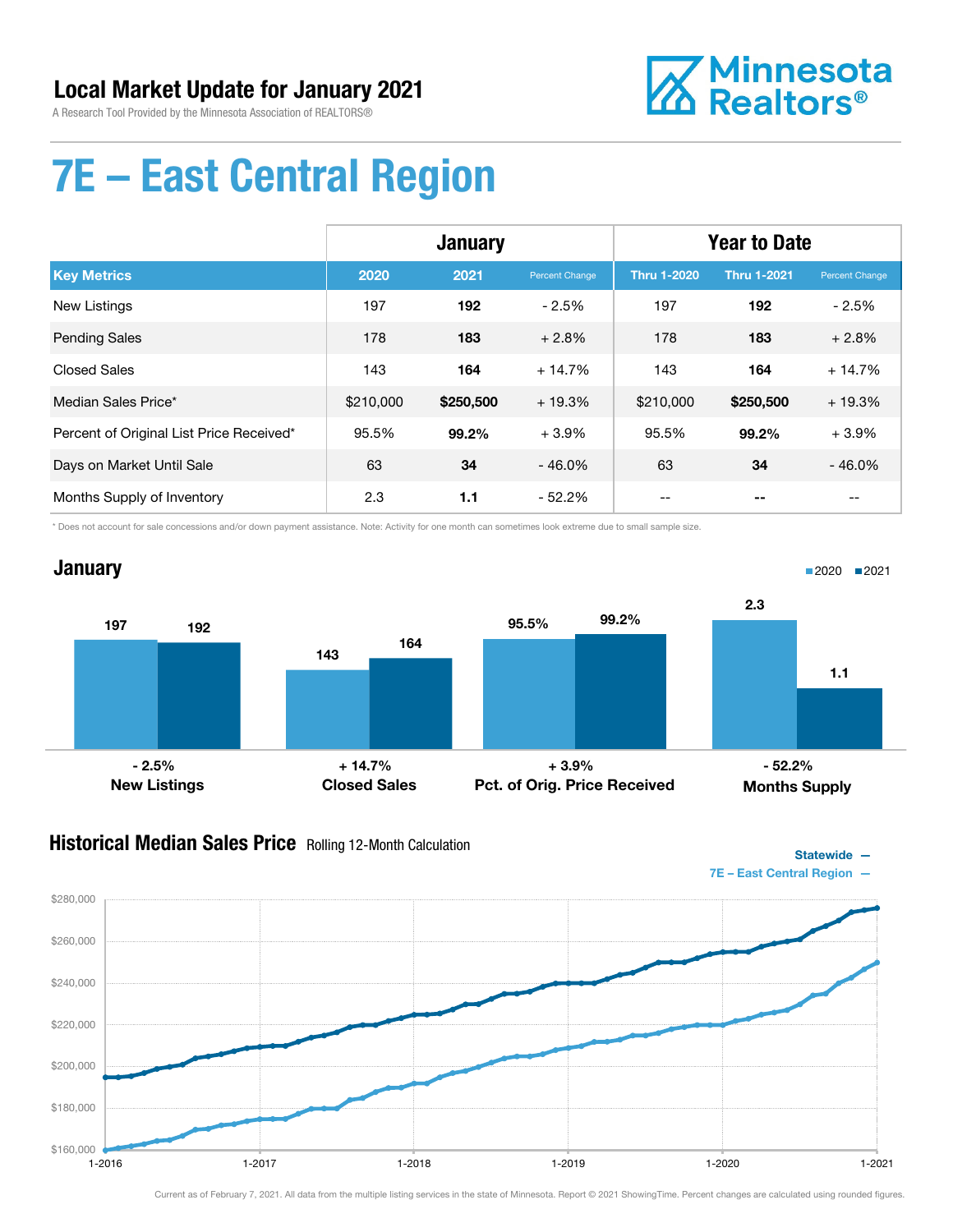## Local Market Update for January 2021

A Research Tool Provided by the Minnesota Association of REALTORS®

Minnesota Realtors®

# 7E – East Central Region

| | January | | | Year to Date | | |
|---|---|---|---|---|---|---|
| **Key Metrics** | **2020** | **2021** | **Percent Change** | **Thru 1-2020** | **Thru 1-2021** | **Percent Change** |
| New Listings | 197 | **192** | - 2.5% | 197 | **192** | - 2.5% |
| Pending Sales | 178 | **183** | + 2.8% | 178 | **183** | + 2.8% |
| Closed Sales | 143 | **164** | + 14.7% | 143 | **164** | + 14.7% |
| Median Sales Price* | $210,000 | **$250,500** | + 19.3% | $210,000 | **$250,500** | + 19.3% |
| Percent of Original List Price Received* | 95.5% | **99.2%** | + 3.9% | 95.5% | **99.2%** | + 3.9% |
| Days on Market Until Sale | 63 | **34** | - 46.0% | 63 | **34** | - 46.0% |
| Months Supply of Inventory | 2.3 | **1.1** | - 52.2% | -- | **--** | -- |

\* Does not account for sale concessions and/or down payment assistance. Note: Activity for one month can sometimes look extreme due to small sample size.

## January

| | 2020 | 2021 | Change |
|---|---|---|---|
| New Listings | 197 | 192 | - 2.5% |
| Closed Sales | 143 | 164 | + 14.7% |
| Pct. of Orig. Price Received | 95.5% | 99.2% | + 3.9% |
| Months Supply | 2.3 | 1.1 | - 52.2% |

## Historical Median Sales Price

Rolling 12-Month Calculation

Statewide —
7E – East Central Region —

Current as of February 7, 2021. All data from the multiple listing services in the state of Minnesota. Report © 2021 ShowingTime. Percent changes are calculated using rounded figures.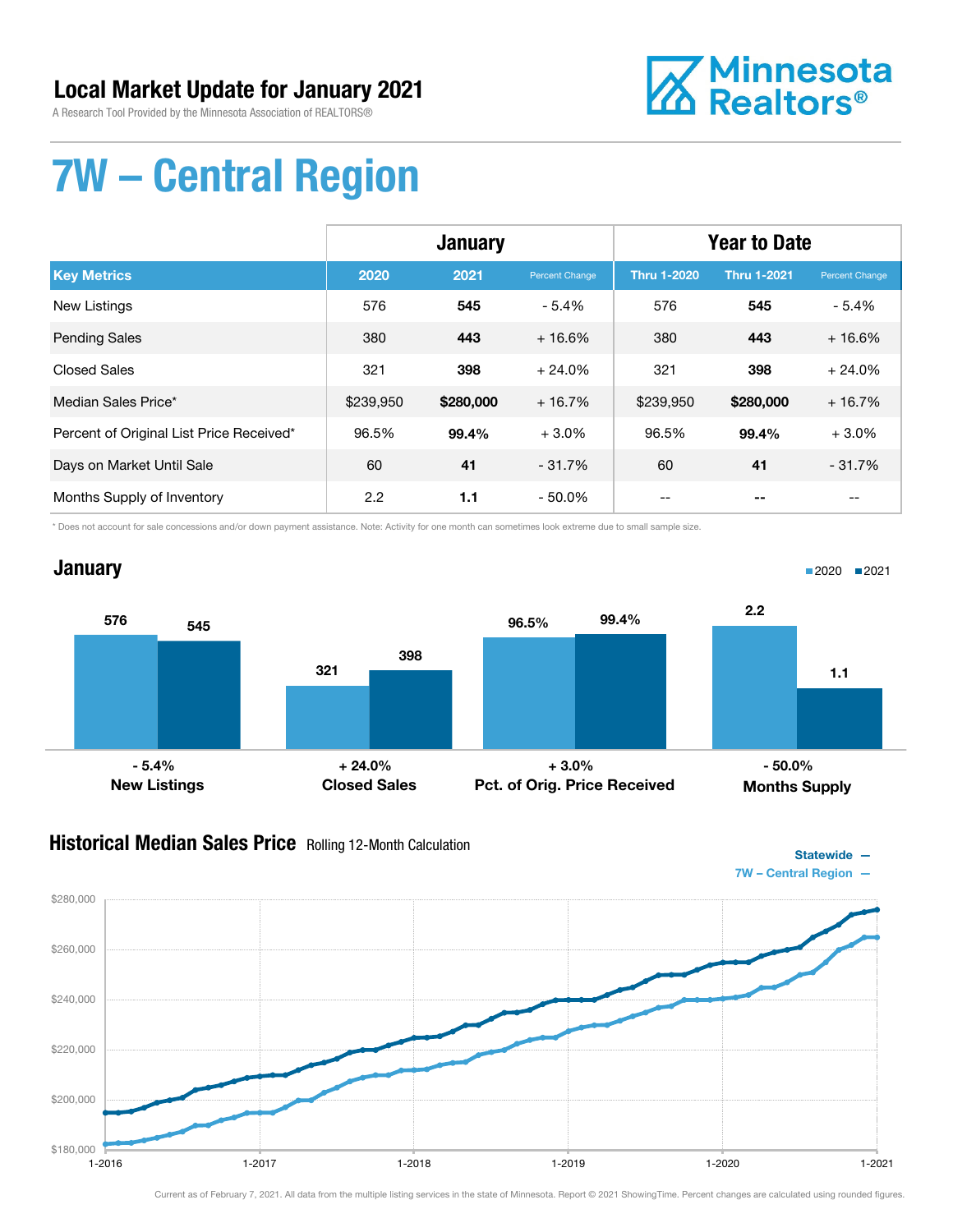# Local Market Update for January 2021

A Research Tool Provided by the Minnesota Association of REALTORS®

# 7W – Central Region

| | January | | | Year to Date | | |
|---|---|---|---|---|---|---|
| **Key Metrics** | **2020** | **2021** | **Percent Change** | **Thru 1-2020** | **Thru 1-2021** | **Percent Change** |
| New Listings | 576 | **545** | - 5.4% | 576 | **545** | - 5.4% |
| Pending Sales | 380 | **443** | + 16.6% | 380 | **443** | + 16.6% |
| Closed Sales | 321 | **398** | + 24.0% | 321 | **398** | + 24.0% |
| Median Sales Price* | $239,950 | **$280,000** | + 16.7% | $239,950 | **$280,000** | + 16.7% |
| Percent of Original List Price Received* | 96.5% | **99.4%** | + 3.0% | 96.5% | **99.4%** | + 3.0% |
| Days on Market Until Sale | 60 | **41** | - 31.7% | 60 | **41** | - 31.7% |
| Months Supply of Inventory | 2.2 | **1.1** | - 50.0% | -- | **--** | -- |

\* Does not account for sale concessions and/or down payment assistance. Note: Activity for one month can sometimes look extreme due to small sample size.

## January

2020 | 2021

| | 2020 | 2021 | Change |
|---|---|---|---|
| New Listings | 576 | 545 | - 5.4% |
| Closed Sales | 321 | 398 | + 24.0% |
| Pct. of Orig. Price Received | 96.5% | 99.4% | + 3.0% |
| Months Supply | 2.2 | 1.1 | - 50.0% |

## Historical Median Sales Price Rolling 12-Month Calculation

Statewide —
7W – Central Region —

$280,000
$260,000
$240,000
$220,000
$200,000
$180,000

1-2016 1-2017 1-2018 1-2019 1-2020 1-2021

Current as of February 7, 2021. All data from the multiple listing services in the state of Minnesota. Report © 2021 ShowingTime. Percent changes are calculated using rounded figures.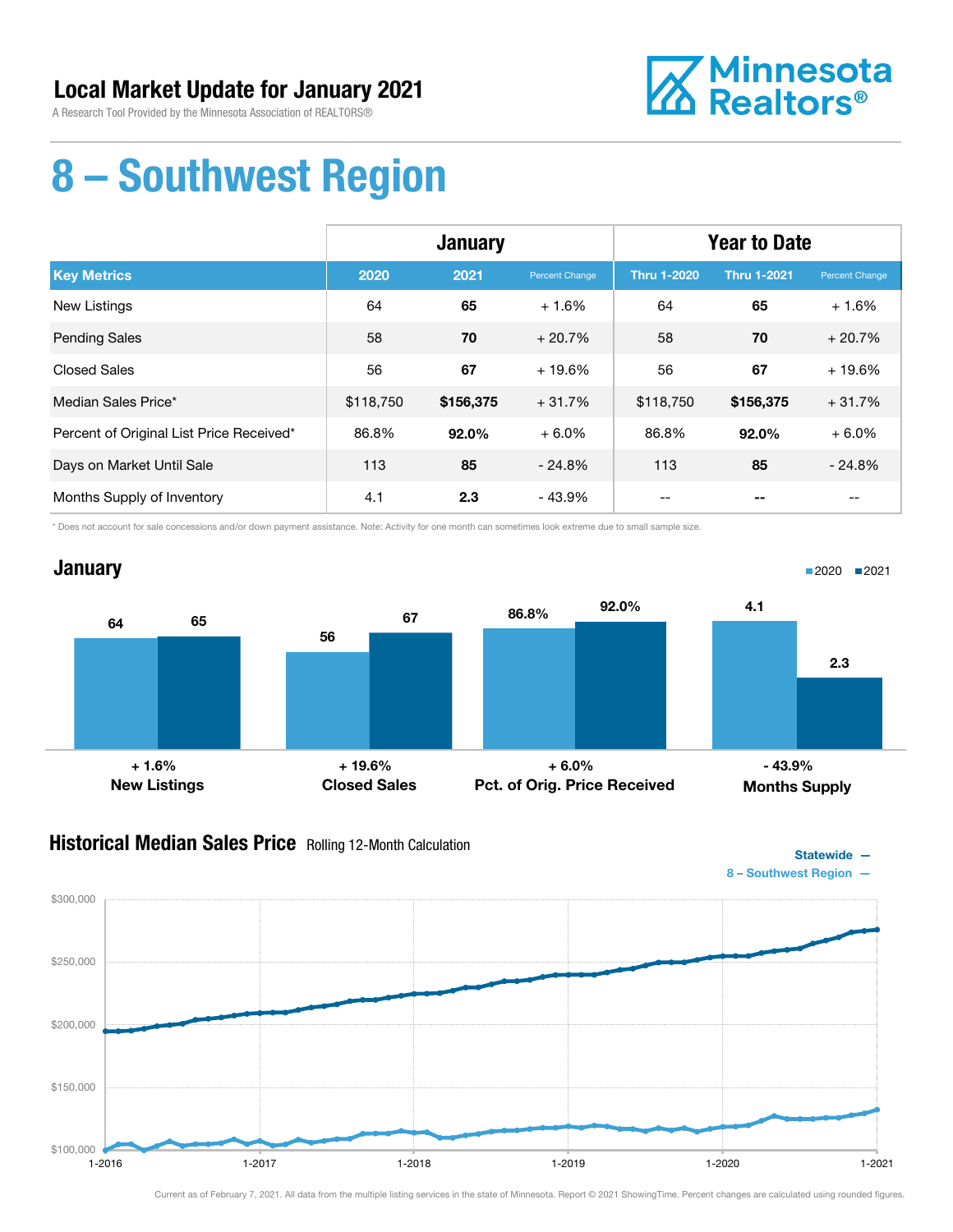# Local Market Update for January 2021

A Research Tool Provided by the Minnesota Association of REALTORS®

Minnesota Realtors®

# 8 – Southwest Region

| | January | | | Year to Date | | |
|---|---|---|---|---|---|---|
| **Key Metrics** | **2020** | **2021** | **Percent Change** | **Thru 1-2020** | **Thru 1-2021** | **Percent Change** |
| New Listings | 64 | **65** | + 1.6% | 64 | **65** | + 1.6% |
| Pending Sales | 58 | **70** | + 20.7% | 58 | **70** | + 20.7% |
| Closed Sales | 56 | **67** | + 19.6% | 56 | **67** | + 19.6% |
| Median Sales Price* | $118,750 | **$156,375** | + 31.7% | $118,750 | **$156,375** | + 31.7% |
| Percent of Original List Price Received* | 86.8% | **92.0%** | + 6.0% | 86.8% | **92.0%** | + 6.0% |
| Days on Market Until Sale | 113 | **85** | - 24.8% | 113 | **85** | - 24.8% |
| Months Supply of Inventory | 4.1 | **2.3** | - 43.9% | -- | **--** | -- |

\* Does not account for sale concessions and/or down payment assistance. Note: Activity for one month can sometimes look extreme due to small sample size.

## January

■2020 ■2021

| | 2020 | 2021 | Change |
|---|---|---|---|
| **New Listings** | 64 | 65 | + 1.6% |
| **Closed Sales** | 56 | 67 | + 19.6% |
| **Pct. of Orig. Price Received** | 86.8% | 92.0% | + 6.0% |
| **Months Supply** | 4.1 | 2.3 | - 43.9% |

## Historical Median Sales Price Rolling 12-Month Calculation

Statewide —
8 – Southwest Region —

$300,000 | $250,000 | $200,000 | $150,000 | $100,000

1-2016 | 1-2017 | 1-2018 | 1-2019 | 1-2020 | 1-2021

Current as of February 7, 2021. All data from the multiple listing services in the state of Minnesota. Report © 2021 ShowingTime. Percent changes are calculated using rounded figures.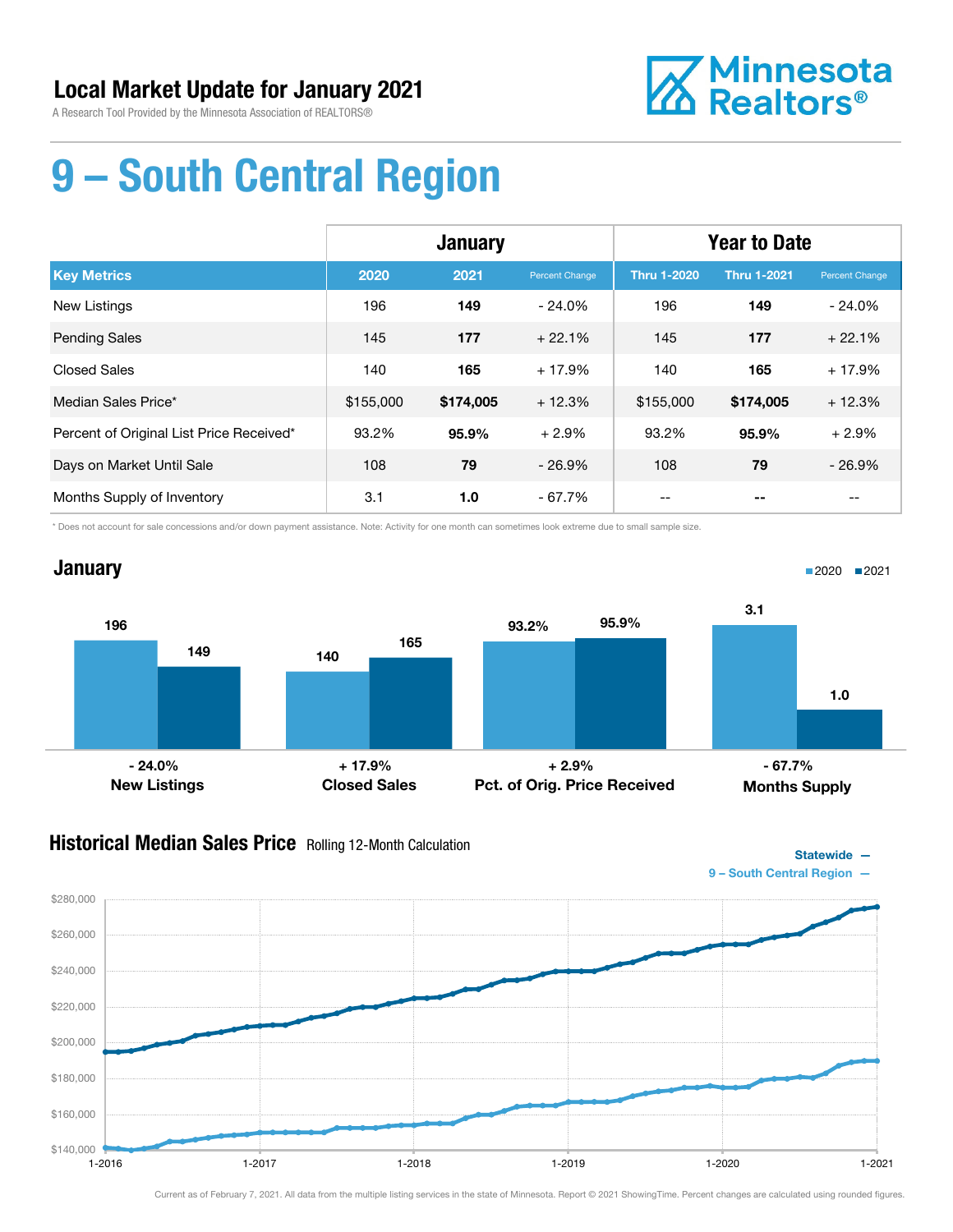# Local Market Update for January 2021

A Research Tool Provided by the Minnesota Association of REALTORS®

Minnesota Realtors®

# 9 – South Central Region

| | January | | | Year to Date | | |
|---|---|---|---|---|---|---|
| **Key Metrics** | **2020** | **2021** | **Percent Change** | **Thru 1-2020** | **Thru 1-2021** | **Percent Change** |
| New Listings | 196 | **149** | - 24.0% | 196 | **149** | - 24.0% |
| Pending Sales | 145 | **177** | + 22.1% | 145 | **177** | + 22.1% |
| Closed Sales | 140 | **165** | + 17.9% | 140 | **165** | + 17.9% |
| Median Sales Price* | $155,000 | **$174,005** | + 12.3% | $155,000 | **$174,005** | + 12.3% |
| Percent of Original List Price Received* | 93.2% | **95.9%** | + 2.9% | 93.2% | **95.9%** | + 2.9% |
| Days on Market Until Sale | 108 | **79** | - 26.9% | 108 | **79** | - 26.9% |
| Months Supply of Inventory | 3.1 | **1.0** | - 67.7% | -- | **--** | -- |

\* Does not account for sale concessions and/or down payment assistance. Note: Activity for one month can sometimes look extreme due to small sample size.

## January

| | 2020 | 2021 | Change |
|---|---|---|---|
| New Listings | 196 | 149 | - 24.0% |
| Closed Sales | 140 | 165 | + 17.9% |
| Pct. of Orig. Price Received | 93.2% | 95.9% | + 2.9% |
| Months Supply | 3.1 | 1.0 | - 67.7% |

## Historical Median Sales Price

Rolling 12-Month Calculation

Statewide —
9 – South Central Region —

Current as of February 7, 2021. All data from the multiple listing services in the state of Minnesota. Report © 2021 ShowingTime. Percent changes are calculated using rounded figures.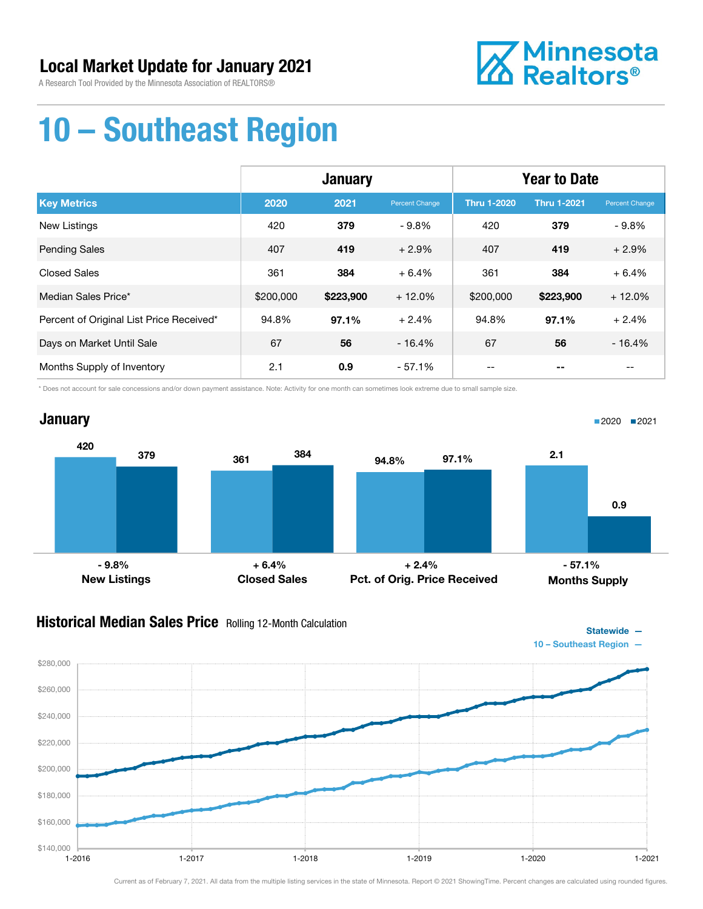# Local Market Update for January 2021

A Research Tool Provided by the Minnesota Association of REALTORS®

Minnesota Realtors®

# 10 – Southeast Region

| Key Metrics | January 2020 | January 2021 | Percent Change | Year to Date Thru 1-2020 | Year to Date Thru 1-2021 | Percent Change |
|---|---|---|---|---|---|---|
| New Listings | 420 | **379** | - 9.8% | 420 | **379** | - 9.8% |
| Pending Sales | 407 | **419** | + 2.9% | 407 | **419** | + 2.9% |
| Closed Sales | 361 | **384** | + 6.4% | 361 | **384** | + 6.4% |
| Median Sales Price* | $200,000 | **$223,900** | + 12.0% | $200,000 | **$223,900** | + 12.0% |
| Percent of Original List Price Received* | 94.8% | **97.1%** | + 2.4% | 94.8% | **97.1%** | + 2.4% |
| Days on Market Until Sale | 67 | **56** | - 16.4% | 67 | **56** | - 16.4% |
| Months Supply of Inventory | 2.1 | **0.9** | - 57.1% | -- | **--** | -- |

\* Does not account for sale concessions and/or down payment assistance. Note: Activity for one month can sometimes look extreme due to small sample size.

## January

| | 2020 | 2021 | Change |
|---|---|---|---|
| New Listings | 420 | 379 | - 9.8% |
| Closed Sales | 361 | 384 | + 6.4% |
| Pct. of Orig. Price Received | 94.8% | 97.1% | + 2.4% |
| Months Supply | 2.1 | 0.9 | - 57.1% |

## Historical Median Sales Price Rolling 12-Month Calculation

Statewide —
10 – Southeast Region —

Current as of February 7, 2021. All data from the multiple listing services in the state of Minnesota. Report © 2021 ShowingTime. Percent changes are calculated using rounded figures.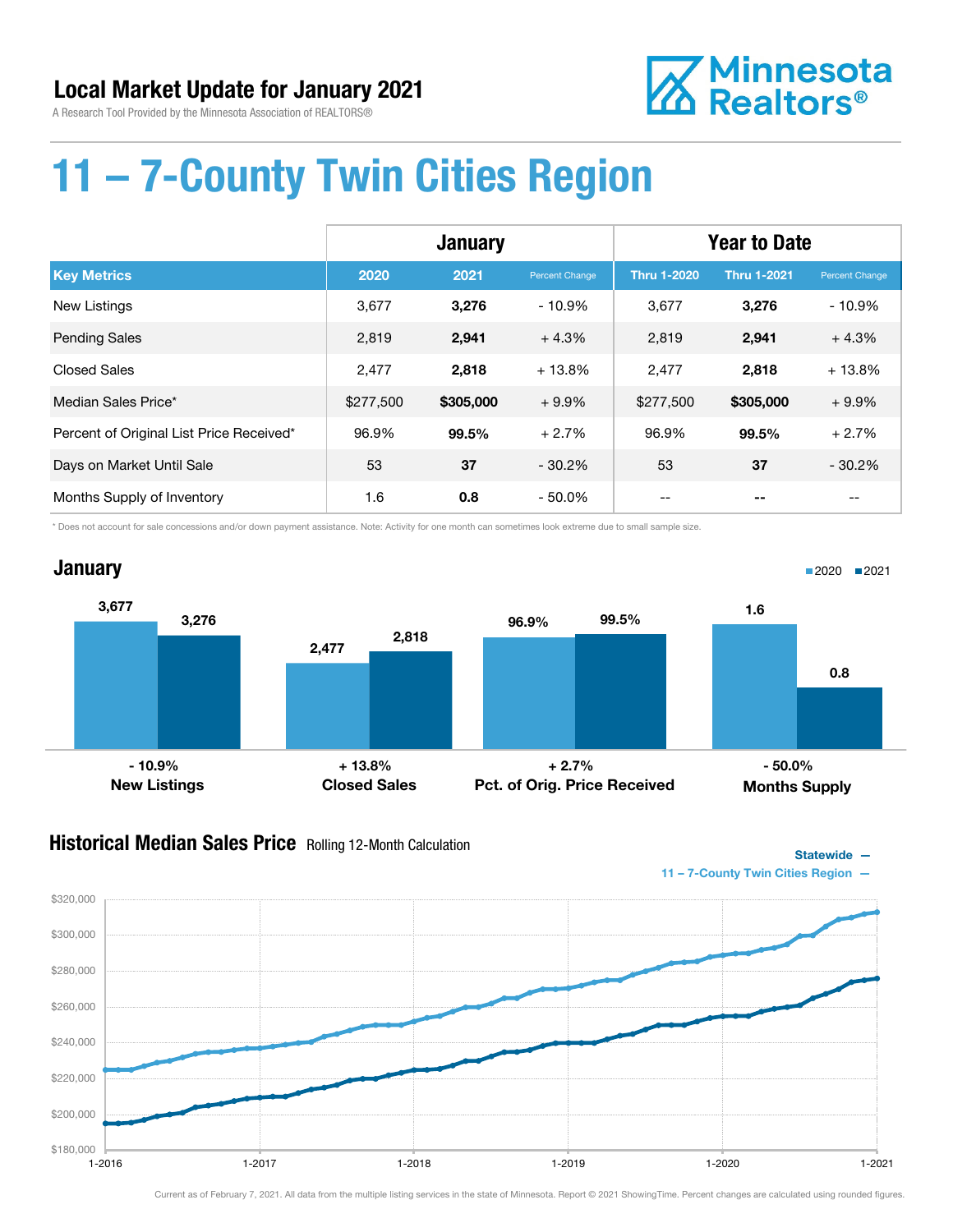## Local Market Update for January 2021

A Research Tool Provided by the Minnesota Association of REALTORS®

Minnesota Realtors®

# 11 – 7-County Twin Cities Region

| | January | | | Year to Date | | |
|---|---|---|---|---|---|---|
| **Key Metrics** | **2020** | **2021** | **Percent Change** | **Thru 1-2020** | **Thru 1-2021** | **Percent Change** |
| New Listings | 3,677 | **3,276** | - 10.9% | 3,677 | **3,276** | - 10.9% |
| Pending Sales | 2,819 | **2,941** | + 4.3% | 2,819 | **2,941** | + 4.3% |
| Closed Sales | 2,477 | **2,818** | + 13.8% | 2,477 | **2,818** | + 13.8% |
| Median Sales Price* | $277,500 | **$305,000** | + 9.9% | $277,500 | **$305,000** | + 9.9% |
| Percent of Original List Price Received* | 96.9% | **99.5%** | + 2.7% | 96.9% | **99.5%** | + 2.7% |
| Days on Market Until Sale | 53 | **37** | - 30.2% | 53 | **37** | - 30.2% |
| Months Supply of Inventory | 1.6 | **0.8** | - 50.0% | -- | **--** | -- |

\* Does not account for sale concessions and/or down payment assistance. Note: Activity for one month can sometimes look extreme due to small sample size.

## January

2020 ■ 2021

3,677
3,276
- 10.9%
**New Listings**

2,477
2,818
+ 13.8%
**Closed Sales**

96.9%
99.5%
+ 2.7%
**Pct. of Orig. Price Received**

1.6
0.8
- 50.0%
**Months Supply**

## Historical Median Sales Price

Rolling 12-Month Calculation

Statewide —
11 – 7-County Twin Cities Region —

$320,000
$300,000
$280,000
$260,000
$240,000
$220,000
$200,000
$180,000

1-2016
1-2017
1-2018
1-2019
1-2020
1-2021

Current as of February 7, 2021. All data from the multiple listing services in the state of Minnesota. Report © 2021 ShowingTime. Percent changes are calculated using rounded figures.